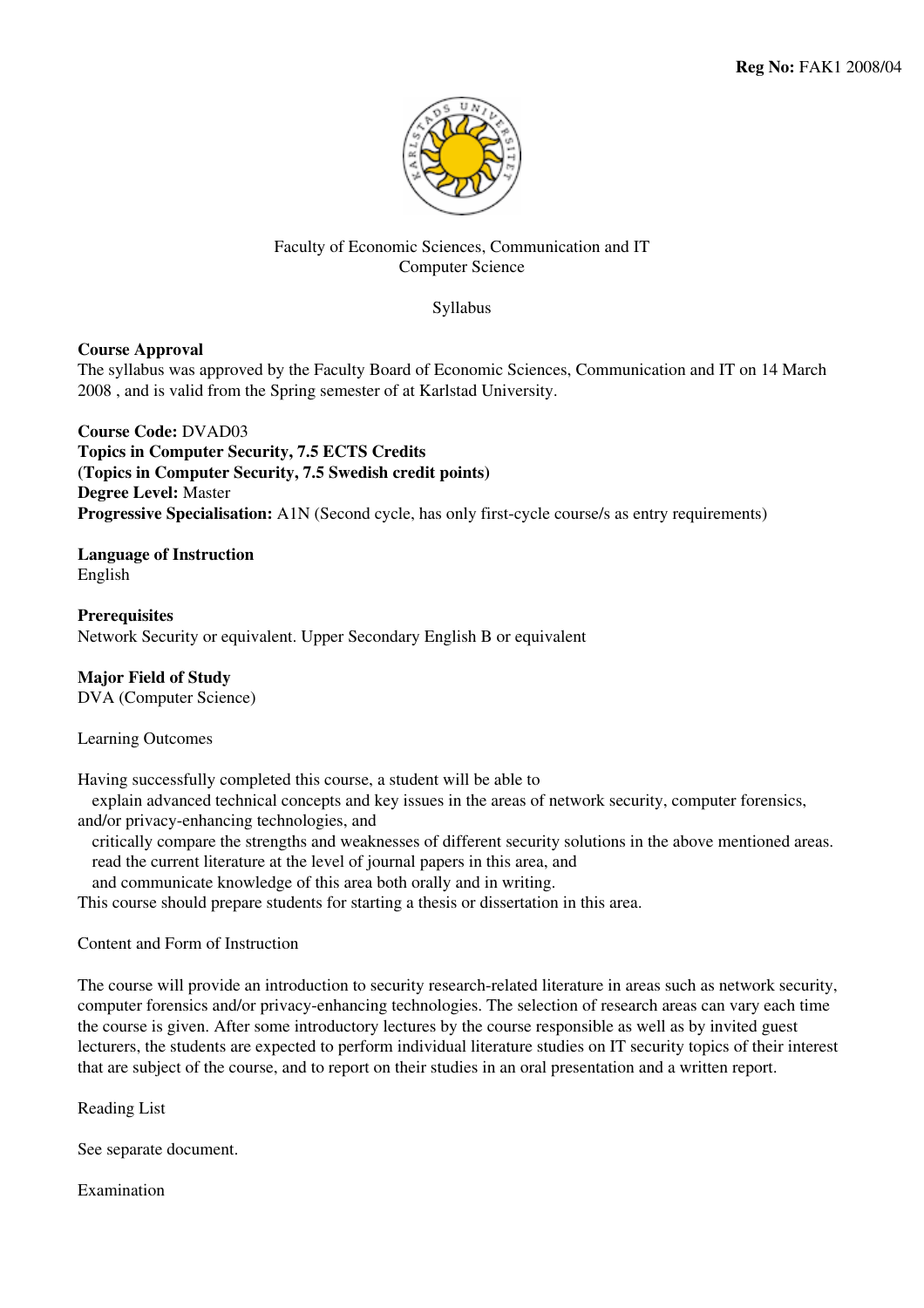**Reg No:** FAK1 2008/04

Faculty of Economic Sciences, Communication and IT
Computer Science

Syllabus

**Course Approval**
The syllabus was approved by the Faculty Board of Economic Sciences, Communication and IT on 14 March 2008 , and is valid from the Spring semester of at Karlstad University.

**Course Code:** DVAD03
**Topics in Computer Security, 7.5 ECTS Credits**
**(Topics in Computer Security, 7.5 Swedish credit points)**
**Degree Level:** Master
**Progressive Specialisation:** A1N (Second cycle, has only first-cycle course/s as entry requirements)

**Language of Instruction**
English

**Prerequisites**
Network Security or equivalent. Upper Secondary English B or equivalent

**Major Field of Study**
DVA (Computer Science)

Learning Outcomes

Having successfully completed this course, a student will be able to
- explain advanced technical concepts and key issues in the areas of network security, computer forensics, and/or privacy-enhancing technologies, and
- critically compare the strengths and weaknesses of different security solutions in the above mentioned areas.
- read the current literature at the level of journal papers in this area, and
- and communicate knowledge of this area both orally and in writing.

This course should prepare students for starting a thesis or dissertation in this area.

Content and Form of Instruction

The course will provide an introduction to security research-related literature in areas such as network security, computer forensics and/or privacy-enhancing technologies. The selection of research areas can vary each time the course is given. After some introductory lectures by the course responsible as well as by invited guest lecturers, the students are expected to perform individual literature studies on IT security topics of their interest that are subject of the course, and to report on their studies in an oral presentation and a written report.

Reading List

See separate document.

Examination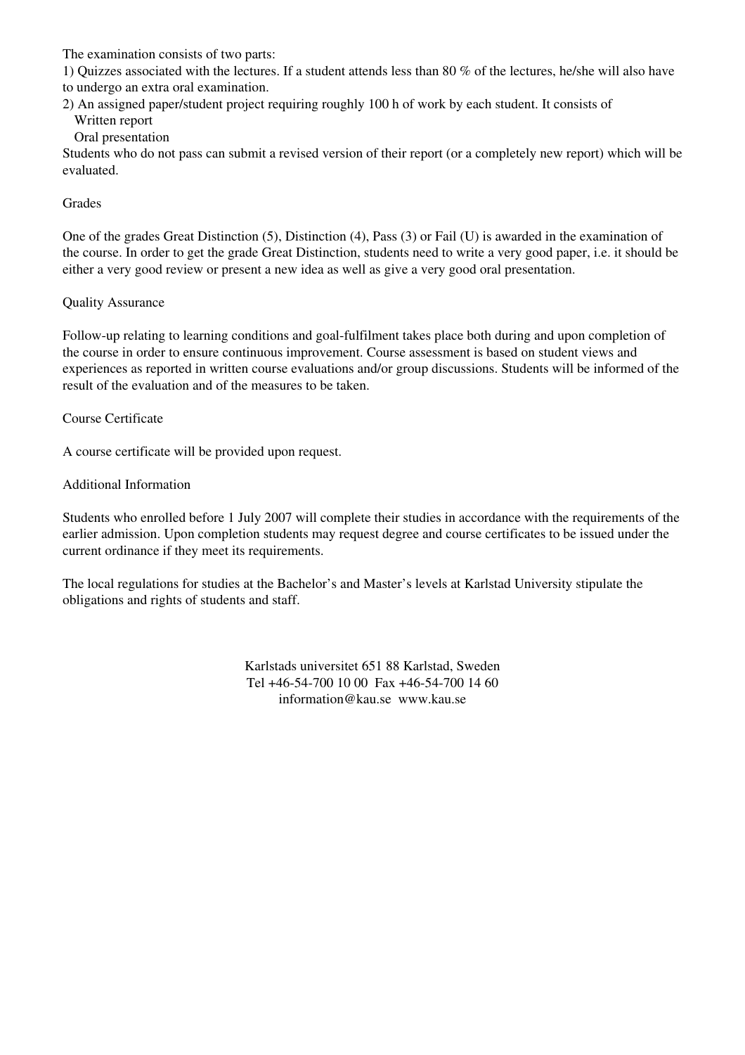The examination consists of two parts:

1) Quizzes associated with the lectures. If a student attends less than 80 % of the lectures, he/she will also have to undergo an extra oral examination.
2) An assigned paper/student project requiring roughly 100 h of work by each student. It consists of
   - Written report
   - Oral presentation

Students who do not pass can submit a revised version of their report (or a completely new report) which will be evaluated.

## Grades

One of the grades Great Distinction (5), Distinction (4), Pass (3) or Fail (U) is awarded in the examination of the course. In order to get the grade Great Distinction, students need to write a very good paper, i.e. it should be either a very good review or present a new idea as well as give a very good oral presentation.

## Quality Assurance

Follow-up relating to learning conditions and goal-fulfilment takes place both during and upon completion of the course in order to ensure continuous improvement. Course assessment is based on student views and experiences as reported in written course evaluations and/or group discussions. Students will be informed of the result of the evaluation and of the measures to be taken.

## Course Certificate

A course certificate will be provided upon request.

## Additional Information

Students who enrolled before 1 July 2007 will complete their studies in accordance with the requirements of the earlier admission. Upon completion students may request degree and course certificates to be issued under the current ordinance if they meet its requirements.

The local regulations for studies at the Bachelor's and Master's levels at Karlstad University stipulate the obligations and rights of students and staff.

Karlstads universitet 651 88 Karlstad, Sweden
Tel +46-54-700 10 00 Fax +46-54-700 14 60
information@kau.se www.kau.se